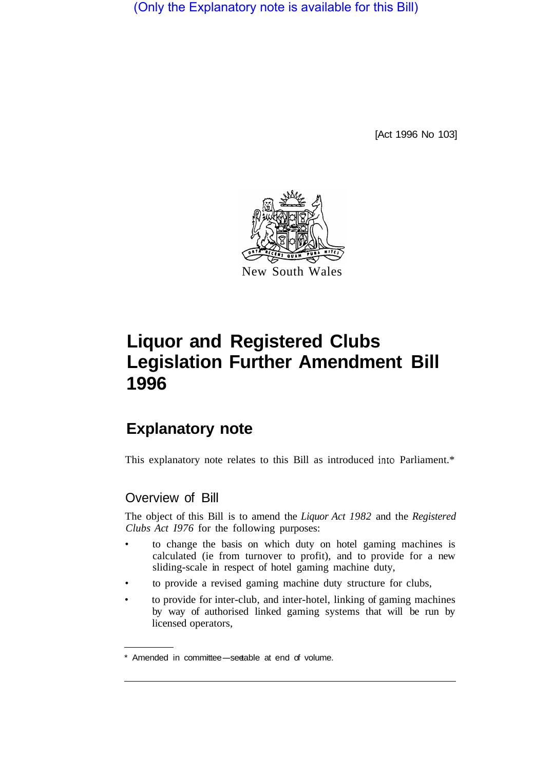(Only the Explanatory note is available for this Bill)

[Act 1996 No 103]

New South Wales

# Liquor and Registered Clubs Legislation Further Amendment Bill 1996

## Explanatory note

This explanatory note relates to this Bill as introduced into Parliament.*

### Overview of Bill

The object of this Bill is to amend the *Liquor Act 1982* and the *Registered Clubs Act 1976* for the following purposes:

- to change the basis on which duty on hotel gaming machines is calculated (ie from turnover to profit), and to provide for a new sliding-scale in respect of hotel gaming machine duty,
- to provide a revised gaming machine duty structure for clubs,
- to provide for inter-club, and inter-hotel, linking of gaming machines by way of authorised linked gaming systems that will be run by licensed operators,

* Amended in committee—see table at end of volume.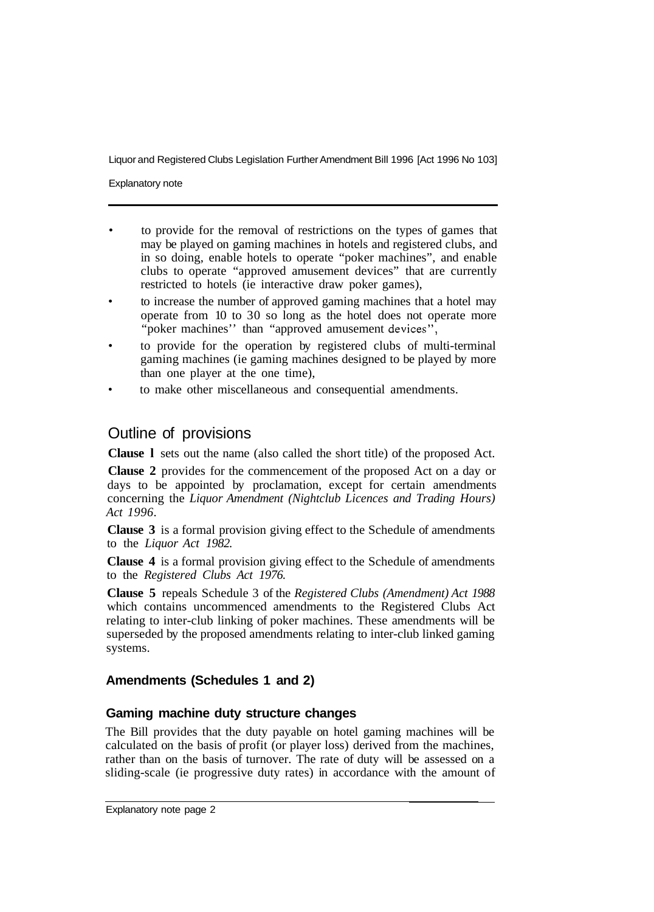- to provide for the removal of restrictions on the types of games that may be played on gaming machines in hotels and registered clubs, and in so doing, enable hotels to operate "poker machines", and enable clubs to operate "approved amusement devices" that are currently restricted to hotels (ie interactive draw poker games),
- to increase the number of approved gaming machines that a hotel may operate from 10 to 30 so long as the hotel does not operate more "poker machines" than "approved amusement devices",
- to provide for the operation by registered clubs of multi-terminal gaming machines (ie gaming machines designed to be played by more than one player at the one time),
- to make other miscellaneous and consequential amendments.

## Outline of provisions

**Clause 1** sets out the name (also called the short title) of the proposed Act.

**Clause 2** provides for the commencement of the proposed Act on a day or days to be appointed by proclamation, except for certain amendments concerning the *Liquor Amendment (Nightclub Licences and Trading Hours) Act 1996*.

**Clause 3** is a formal provision giving effect to the Schedule of amendments to the *Liquor Act 1982*.

**Clause 4** is a formal provision giving effect to the Schedule of amendments to the *Registered Clubs Act 1976*.

**Clause 5** repeals Schedule 3 of the *Registered Clubs (Amendment) Act 1988* which contains uncommenced amendments to the Registered Clubs Act relating to inter-club linking of poker machines. These amendments will be superseded by the proposed amendments relating to inter-club linked gaming systems.

### Amendments (Schedules 1 and 2)

### Gaming machine duty structure changes

The Bill provides that the duty payable on hotel gaming machines will be calculated on the basis of profit (or player loss) derived from the machines, rather than on the basis of turnover. The rate of duty will be assessed on a sliding-scale (ie progressive duty rates) in accordance with the amount of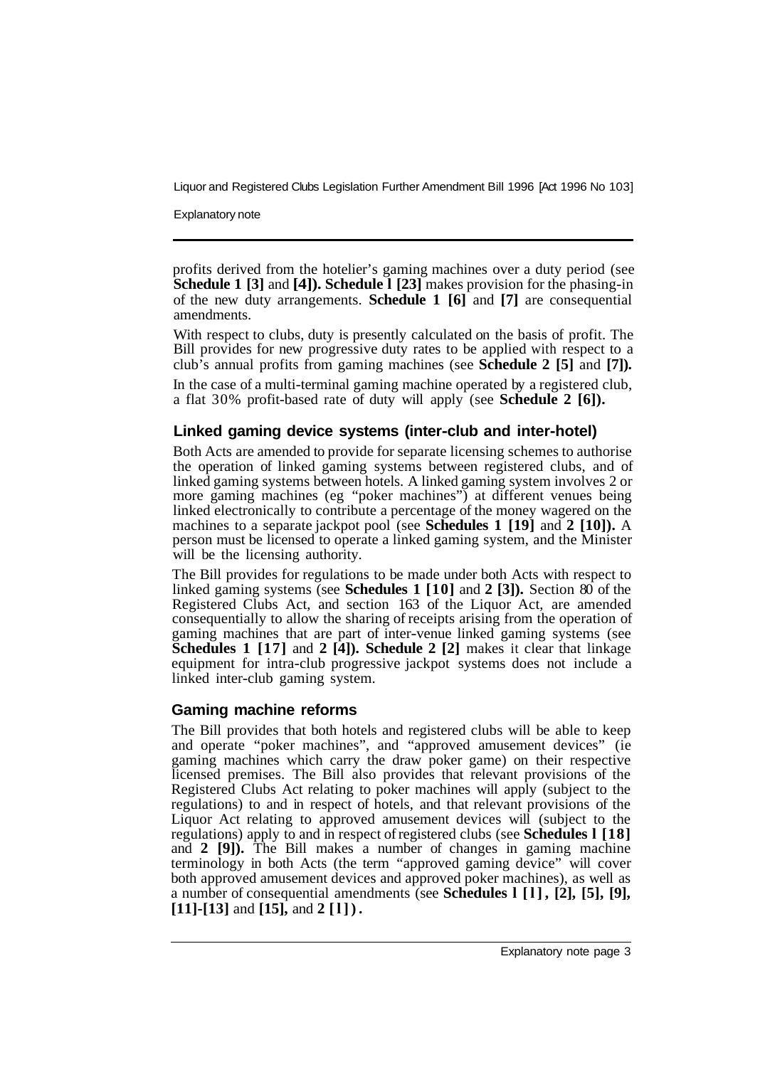profits derived from the hotelier's gaming machines over a duty period (see **Schedule 1 [3]** and **[4]). Schedule 1 [23]** makes provision for the phasing-in of the new duty arrangements. **Schedule 1 [6]** and **[7]** are consequential amendments.

With respect to clubs, duty is presently calculated on the basis of profit. The Bill provides for new progressive duty rates to be applied with respect to a club's annual profits from gaming machines (see **Schedule 2 [5]** and **[7]).**

In the case of a multi-terminal gaming machine operated by a registered club, a flat 30% profit-based rate of duty will apply (see **Schedule 2 [6]).**

### Linked gaming device systems (inter-club and inter-hotel)

Both Acts are amended to provide for separate licensing schemes to authorise the operation of linked gaming systems between registered clubs, and of linked gaming systems between hotels. A linked gaming system involves 2 or more gaming machines (eg "poker machines") at different venues being linked electronically to contribute a percentage of the money wagered on the machines to a separate jackpot pool (see **Schedules 1 [19]** and **2 [10]).** A person must be licensed to operate a linked gaming system, and the Minister will be the licensing authority.

The Bill provides for regulations to be made under both Acts with respect to linked gaming systems (see **Schedules 1 [10]** and **2 [3]).** Section 80 of the Registered Clubs Act, and section 163 of the Liquor Act, are amended consequentially to allow the sharing of receipts arising from the operation of gaming machines that are part of inter-venue linked gaming systems (see **Schedules 1 [17]** and **2 [4]). Schedule 2 [2]** makes it clear that linkage equipment for intra-club progressive jackpot systems does not include a linked inter-club gaming system.

### Gaming machine reforms

The Bill provides that both hotels and registered clubs will be able to keep and operate "poker machines", and "approved amusement devices" (ie gaming machines which carry the draw poker game) on their respective licensed premises. The Bill also provides that relevant provisions of the Registered Clubs Act relating to poker machines will apply (subject to the regulations) to and in respect of hotels, and that relevant provisions of the Liquor Act relating to approved amusement devices will (subject to the regulations) apply to and in respect of registered clubs (see **Schedules 1 [18]** and **2 [9]).** The Bill makes a number of changes in gaming machine terminology in both Acts (the term "approved gaming device" will cover both approved amusement devices and approved poker machines), as well as a number of consequential amendments (see **Schedules 1 [1], [2], [5], [9], [11]-[13]** and **[15],** and **2 [1]).**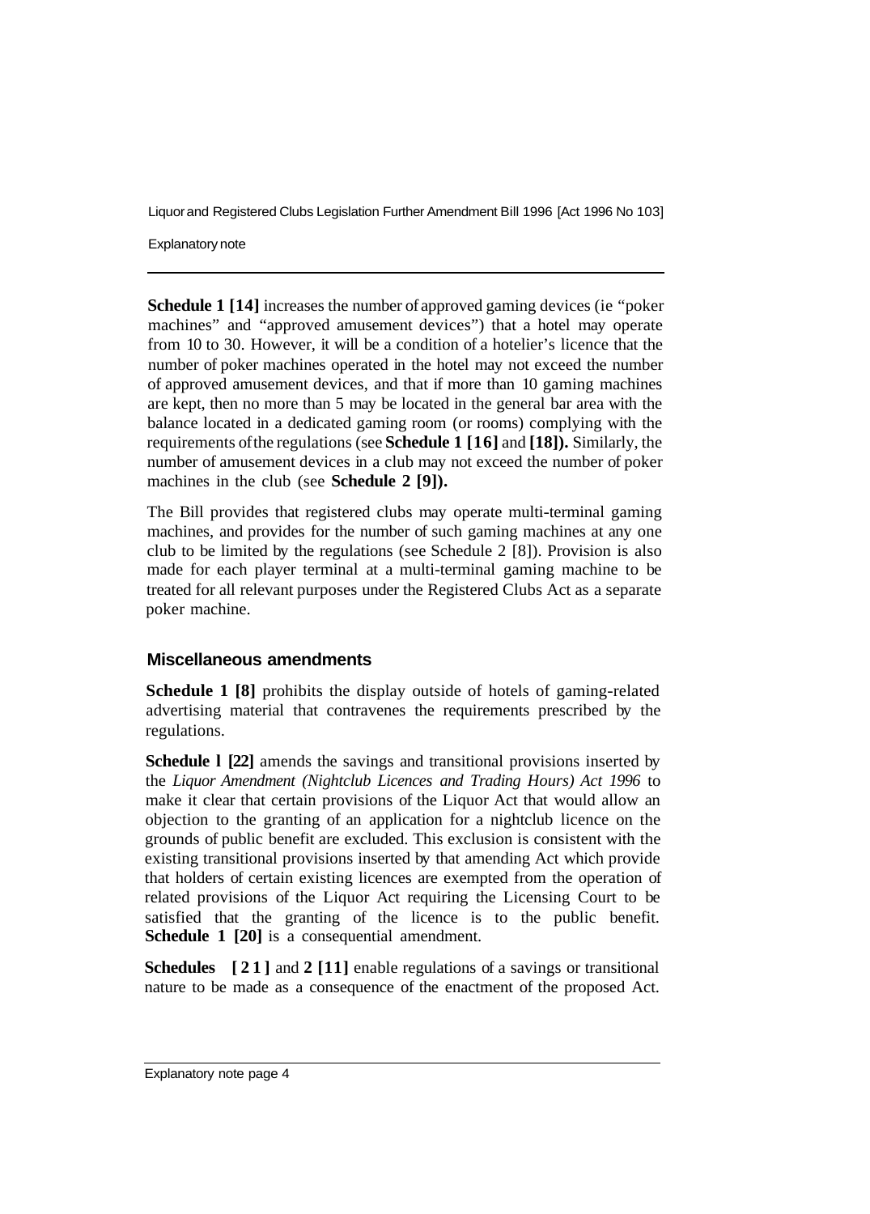**Schedule 1 [14]** increases the number of approved gaming devices (ie "poker machines" and "approved amusement devices") that a hotel may operate from 10 to 30. However, it will be a condition of a hotelier's licence that the number of poker machines operated in the hotel may not exceed the number of approved amusement devices, and that if more than 10 gaming machines are kept, then no more than 5 may be located in the general bar area with the balance located in a dedicated gaming room (or rooms) complying with the requirements of the regulations (see **Schedule 1 [16]** and **[18]).** Similarly, the number of amusement devices in a club may not exceed the number of poker machines in the club (see **Schedule 2 [9]).**

The Bill provides that registered clubs may operate multi-terminal gaming machines, and provides for the number of such gaming machines at any one club to be limited by the regulations (see Schedule 2 [8]). Provision is also made for each player terminal at a multi-terminal gaming machine to be treated for all relevant purposes under the Registered Clubs Act as a separate poker machine.

### Miscellaneous amendments

**Schedule 1 [8]** prohibits the display outside of hotels of gaming-related advertising material that contravenes the requirements prescribed by the regulations.

**Schedule l [22]** amends the savings and transitional provisions inserted by the *Liquor Amendment (Nightclub Licences and Trading Hours) Act 1996* to make it clear that certain provisions of the Liquor Act that would allow an objection to the granting of an application for a nightclub licence on the grounds of public benefit are excluded. This exclusion is consistent with the existing transitional provisions inserted by that amending Act which provide that holders of certain existing licences are exempted from the operation of related provisions of the Liquor Act requiring the Licensing Court to be satisfied that the granting of the licence is to the public benefit. **Schedule 1 [20]** is a consequential amendment.

**Schedules [21]** and **2 [11]** enable regulations of a savings or transitional nature to be made as a consequence of the enactment of the proposed Act.